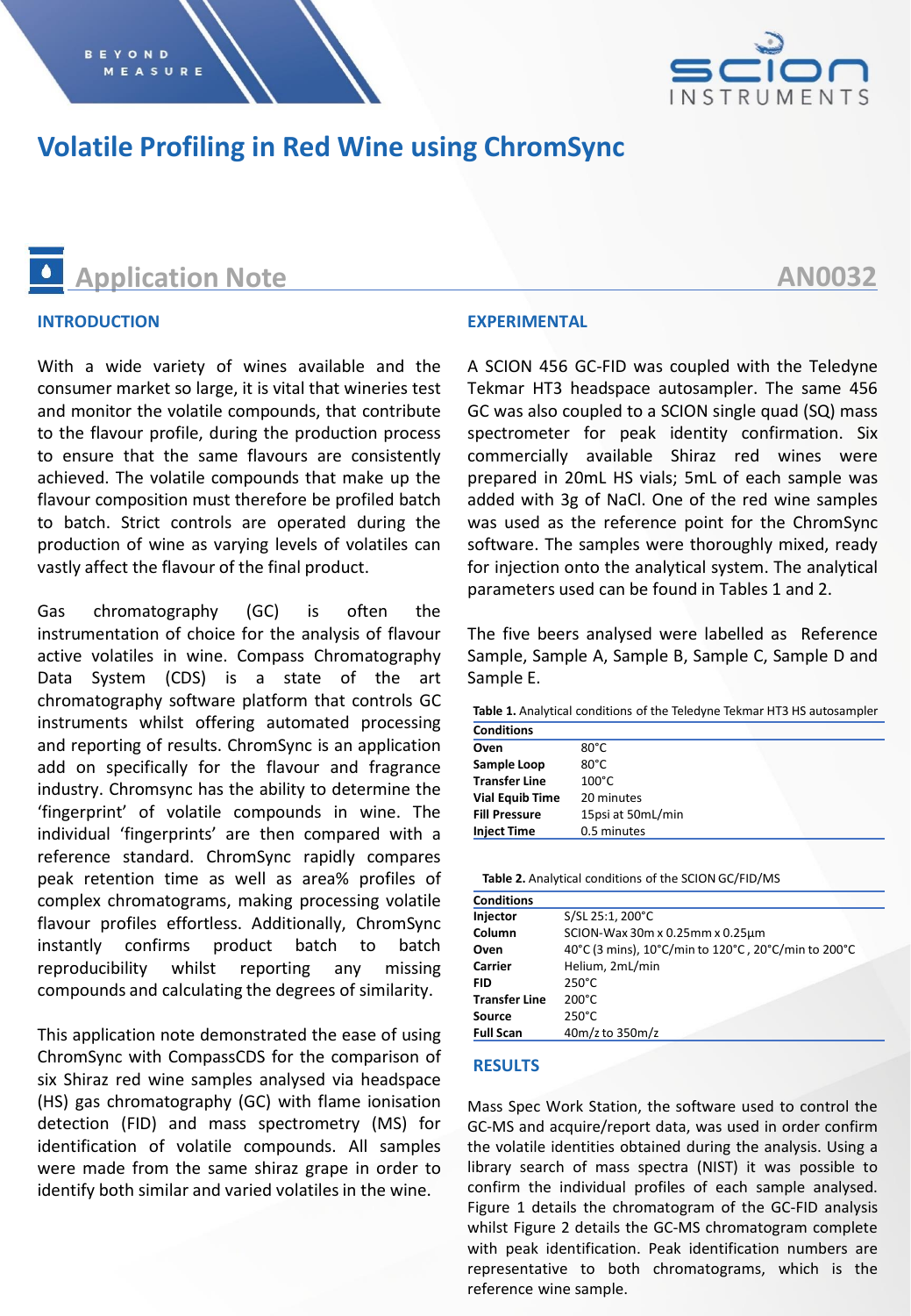# Volatile Profiling in Red Wine using ChromSync

## Application Note AN0032

### INTRODUCTION

With a wide variety of wines available and the consumer market so large, it is vital that wineries test and monitor the volatile compounds, that contribute to the flavour profile, during the production process to ensure that the same flavours are consistently achieved. The volatile compounds that make up the flavour composition must therefore be profiled batch to batch. Strict controls are operated during the production of wine as varying levels of volatiles can vastly affect the flavour of the final product.

Gas chromatography (GC) is often the instrumentation of choice for the analysis of flavour active volatiles in wine. Compass Chromatography Data System (CDS) is a state of the art chromatography software platform that controls GC instruments whilst offering automated processing and reporting of results. ChromSync is an application add on specifically for the flavour and fragrance industry. Chromsync has the ability to determine the 'fingerprint' of volatile compounds in wine. The individual 'fingerprints' are then compared with a reference standard. ChromSync rapidly compares peak retention time as well as area% profiles of complex chromatograms, making processing volatile flavour profiles effortless. Additionally, ChromSync instantly confirms product batch to batch reproducibility whilst reporting any missing compounds and calculating the degrees of similarity.

This application note demonstrated the ease of using ChromSync with CompassCDS for the comparison of six Shiraz red wine samples analysed via headspace (HS) gas chromatography (GC) with flame ionisation detection (FID) and mass spectrometry (MS) for identification of volatile compounds. All samples were made from the same shiraz grape in order to identify both similar and varied volatiles in the wine.

### EXPERIMENTAL

A SCION 456 GC-FID was coupled with the Teledyne Tekmar HT3 headspace autosampler. The same 456 GC was also coupled to a SCION single quad (SQ) mass spectrometer for peak identity confirmation. Six commercially available Shiraz red wines were prepared in 20mL HS vials; 5mL of each sample was added with 3g of NaCl. One of the red wine samples was used as the reference point for the ChromSync software. The samples were thoroughly mixed, ready for injection onto the analytical system. The analytical parameters used can be found in Tables 1 and 2.

The five beers analysed were labelled as Reference Sample, Sample A, Sample B, Sample C, Sample D and Sample E.

**Table 1.** Analytical conditions of the Teledyne Tekmar HT3 HS autosampler

| Conditions | |
|---|---|
| **Oven** | 80°C |
| **Sample Loop** | 80°C |
| **Transfer Line** | 100°C |
| **Vial Equib Time** | 20 minutes |
| **Fill Pressure** | 15psi at 50mL/min |
| **Inject Time** | 0.5 minutes |

**Table 2.** Analytical conditions of the SCION GC/FID/MS

| Conditions | |
|---|---|
| **Injector** | S/SL 25:1, 200°C |
| **Column** | SCION-Wax 30m x 0.25mm x 0.25µm |
| **Oven** | 40°C (3 mins), 10°C/min to 120°C , 20°C/min to 200°C |
| **Carrier** | Helium, 2mL/min |
| **FID** | 250°C |
| **Transfer Line** | 200°C |
| **Source** | 250°C |
| **Full Scan** | 40m/z to 350m/z |

### RESULTS

Mass Spec Work Station, the software used to control the GC-MS and acquire/report data, was used in order confirm the volatile identities obtained during the analysis. Using a library search of mass spectra (NIST) it was possible to confirm the individual profiles of each sample analysed. Figure 1 details the chromatogram of the GC-FID analysis whilst Figure 2 details the GC-MS chromatogram complete with peak identification. Peak identification numbers are representative to both chromatograms, which is the reference wine sample.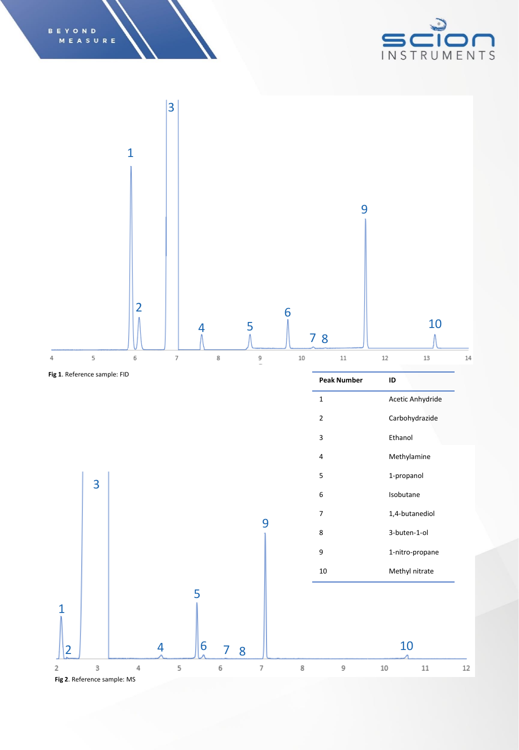Fig 1. Reference sample: FID

| Peak Number | ID |
|---|---|
| 1 | Acetic Anhydride |
| 2 | Carbohydrazide |
| 3 | Ethanol |
| 4 | Methylamine |
| 5 | 1-propanol |
| 6 | Isobutane |
| 7 | 1,4-butanediol |
| 8 | 3-buten-1-ol |
| 9 | 1-nitro-propane |
| 10 | Methyl nitrate |

Fig 2. Reference sample: MS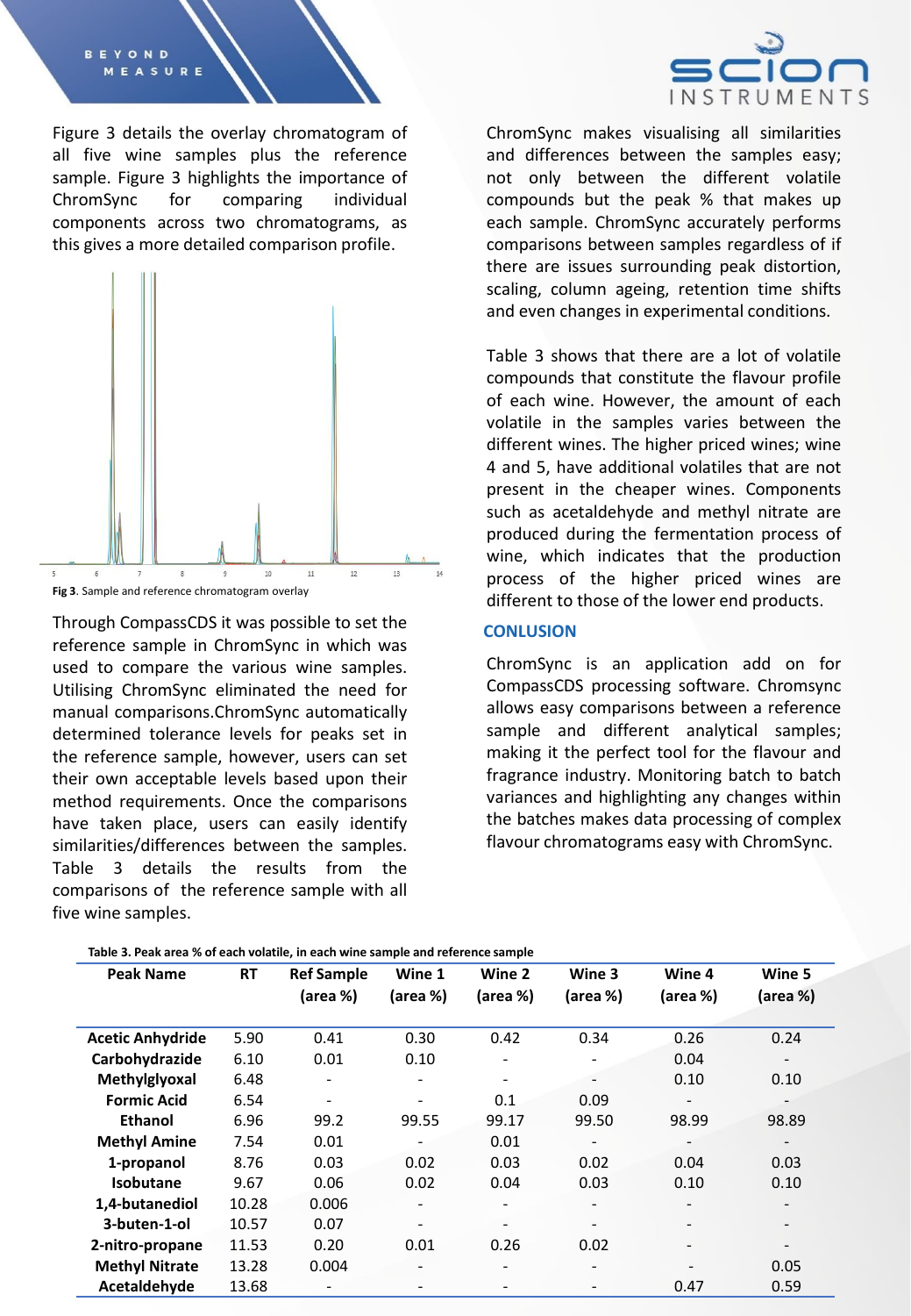Figure 3 details the overlay chromatogram of all five wine samples plus the reference sample. Figure 3 highlights the importance of ChromSync for comparing individual components across two chromatograms, as this gives a more detailed comparison profile.

5
6
7
8
9
10
11
12
13
14

**Fig 3**. Sample and reference chromatogram overlay

Through CompassCDS it was possible to set the reference sample in ChromSync in which was used to compare the various wine samples. Utilising ChromSync eliminated the need for manual comparisons.ChromSync automatically determined tolerance levels for peaks set in the reference sample, however, users can set their own acceptable levels based upon their method requirements. Once the comparisons have taken place, users can easily identify similarities/differences between the samples. Table 3 details the results from the comparisons of the reference sample with all five wine samples.

ChromSync makes visualising all similarities and differences between the samples easy; not only between the different volatile compounds but the peak % that makes up each sample. ChromSync accurately performs comparisons between samples regardless of if there are issues surrounding peak distortion, scaling, column ageing, retention time shifts and even changes in experimental conditions.

Table 3 shows that there are a lot of volatile compounds that constitute the flavour profile of each wine. However, the amount of each volatile in the samples varies between the different wines. The higher priced wines; wine 4 and 5, have additional volatiles that are not present in the cheaper wines. Components such as acetaldehyde and methyl nitrate are produced during the fermentation process of wine, which indicates that the production process of the higher priced wines are different to those of the lower end products.

## CONLUSION

ChromSync is an application add on for CompassCDS processing software. Chromsync allows easy comparisons between a reference sample and different analytical samples; making it the perfect tool for the flavour and fragrance industry. Monitoring batch to batch variances and highlighting any changes within the batches makes data processing of complex flavour chromatograms easy with ChromSync.

**Table 3. Peak area % of each volatile, in each wine sample and reference sample**

| Peak Name | RT | Ref Sample (area %) | Wine 1 (area %) | Wine 2 (area %) | Wine 3 (area %) | Wine 4 (area %) | Wine 5 (area %) |
|---|---|---|---|---|---|---|---|
| **Acetic Anhydride** | 5.90 | 0.41 | 0.30 | 0.42 | 0.34 | 0.26 | 0.24 |
| **Carbohydrazide** | 6.10 | 0.01 | 0.10 | - | - | 0.04 | - |
| **Methylglyoxal** | 6.48 | - | - | - | - | 0.10 | 0.10 |
| **Formic Acid** | 6.54 | - | - | 0.1 | 0.09 | - | - |
| **Ethanol** | 6.96 | 99.2 | 99.55 | 99.17 | 99.50 | 98.99 | 98.89 |
| **Methyl Amine** | 7.54 | 0.01 | - | 0.01 | - | - | - |
| **1-propanol** | 8.76 | 0.03 | 0.02 | 0.03 | 0.02 | 0.04 | 0.03 |
| **Isobutane** | 9.67 | 0.06 | 0.02 | 0.04 | 0.03 | 0.10 | 0.10 |
| **1,4-butanediol** | 10.28 | 0.006 | - | - | - | - | - |
| **3-buten-1-ol** | 10.57 | 0.07 | - | - | - | - | - |
| **2-nitro-propane** | 11.53 | 0.20 | 0.01 | 0.26 | 0.02 | - | - |
| **Methyl Nitrate** | 13.28 | 0.004 | - | - | - | - | 0.05 |
| **Acetaldehyde** | 13.68 | - | - | - | - | 0.47 | 0.59 |